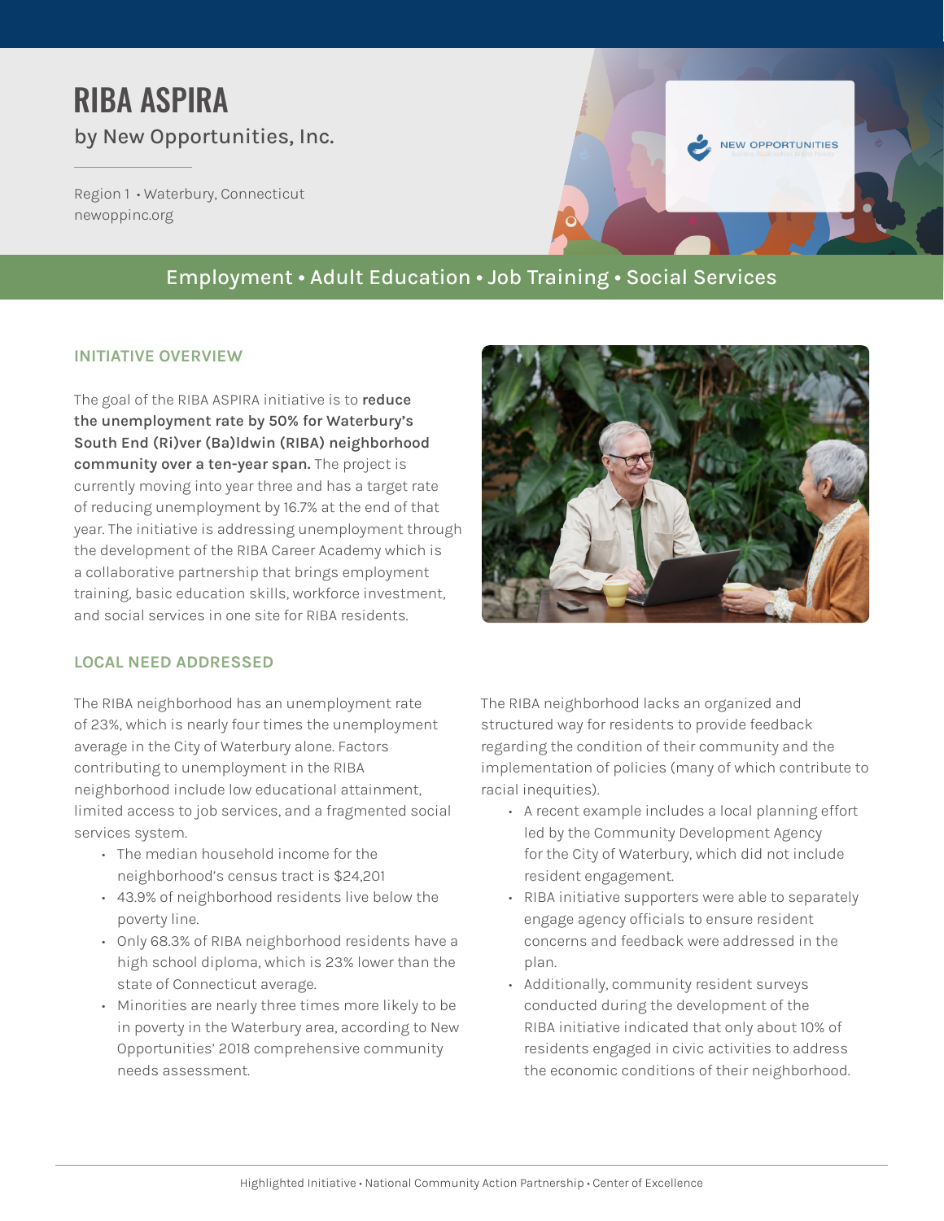# RIBA ASPIRA

by New Opportunities, Inc.

Region 1 • Waterbury, Connecticut
newoppinc.org

Employment • Adult Education • Job Training • Social Services

## INITIATIVE OVERVIEW

The goal of the RIBA ASPIRA initiative is to **reduce the unemployment rate by 50% for Waterbury's South End (Ri)ver (Ba)ldwin (RIBA) neighborhood community over a ten-year span.** The project is currently moving into year three and has a target rate of reducing unemployment by 16.7% at the end of that year. The initiative is addressing unemployment through the development of the RIBA Career Academy which is a collaborative partnership that brings employment training, basic education skills, workforce investment, and social services in one site for RIBA residents.

## LOCAL NEED ADDRESSED

The RIBA neighborhood has an unemployment rate of 23%, which is nearly four times the unemployment average in the City of Waterbury alone. Factors contributing to unemployment in the RIBA neighborhood include low educational attainment, limited access to job services, and a fragmented social services system.

- The median household income for the neighborhood's census tract is $24,201
- 43.9% of neighborhood residents live below the poverty line.
- Only 68.3% of RIBA neighborhood residents have a high school diploma, which is 23% lower than the state of Connecticut average.
- Minorities are nearly three times more likely to be in poverty in the Waterbury area, according to New Opportunities' 2018 comprehensive community needs assessment.

The RIBA neighborhood lacks an organized and structured way for residents to provide feedback regarding the condition of their community and the implementation of policies (many of which contribute to racial inequities).

- A recent example includes a local planning effort led by the Community Development Agency for the City of Waterbury, which did not include resident engagement.
- RIBA initiative supporters were able to separately engage agency officials to ensure resident concerns and feedback were addressed in the plan.
- Additionally, community resident surveys conducted during the development of the RIBA initiative indicated that only about 10% of residents engaged in civic activities to address the economic conditions of their neighborhood.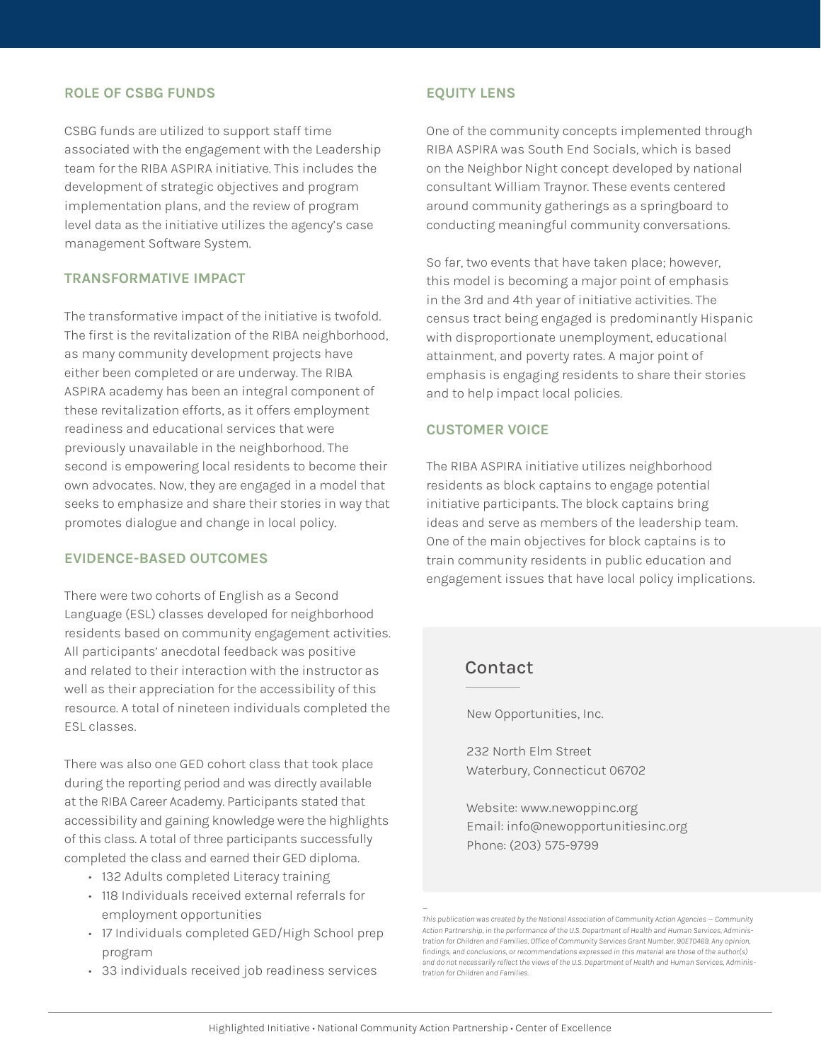## ROLE OF CSBG FUNDS

CSBG funds are utilized to support staff time associated with the engagement with the Leadership team for the RIBA ASPIRA initiative. This includes the development of strategic objectives and program implementation plans, and the review of program level data as the initiative utilizes the agency's case management Software System.

## TRANSFORMATIVE IMPACT

The transformative impact of the initiative is twofold. The first is the revitalization of the RIBA neighborhood, as many community development projects have either been completed or are underway. The RIBA ASPIRA academy has been an integral component of these revitalization efforts, as it offers employment readiness and educational services that were previously unavailable in the neighborhood. The second is empowering local residents to become their own advocates. Now, they are engaged in a model that seeks to emphasize and share their stories in way that promotes dialogue and change in local policy.

## EVIDENCE-BASED OUTCOMES

There were two cohorts of English as a Second Language (ESL) classes developed for neighborhood residents based on community engagement activities. All participants' anecdotal feedback was positive and related to their interaction with the instructor as well as their appreciation for the accessibility of this resource. A total of nineteen individuals completed the ESL classes.

There was also one GED cohort class that took place during the reporting period and was directly available at the RIBA Career Academy. Participants stated that accessibility and gaining knowledge were the highlights of this class. A total of three participants successfully completed the class and earned their GED diploma.

- 132 Adults completed Literacy training
- 118 Individuals received external referrals for employment opportunities
- 17 Individuals completed GED/High School prep program
- 33 individuals received job readiness services

## EQUITY LENS

One of the community concepts implemented through RIBA ASPIRA was South End Socials, which is based on the Neighbor Night concept developed by national consultant William Traynor. These events centered around community gatherings as a springboard to conducting meaningful community conversations.

So far, two events that have taken place; however, this model is becoming a major point of emphasis in the 3rd and 4th year of initiative activities. The census tract being engaged is predominantly Hispanic with disproportionate unemployment, educational attainment, and poverty rates. A major point of emphasis is engaging residents to share their stories and to help impact local policies.

## CUSTOMER VOICE

The RIBA ASPIRA initiative utilizes neighborhood residents as block captains to engage potential initiative participants. The block captains bring ideas and serve as members of the leadership team. One of the main objectives for block captains is to train community residents in public education and engagement issues that have local policy implications.

## Contact

New Opportunities, Inc.

232 North Elm Street
Waterbury, Connecticut 06702

Website: www.newoppinc.org
Email: info@newopportunitiesinc.org
Phone: (203) 575-9799

*This publication was created by the National Association of Community Action Agencies — Community Action Partnership, in the performance of the U.S. Department of Health and Human Services, Administration for Children and Families, Office of Community Services Grant Number, 90ET0469. Any opinion, findings, and conclusions, or recommendations expressed in this material are those of the author(s) and do not necessarily reflect the views of the U.S. Department of Health and Human Services, Administration for Children and Families.*